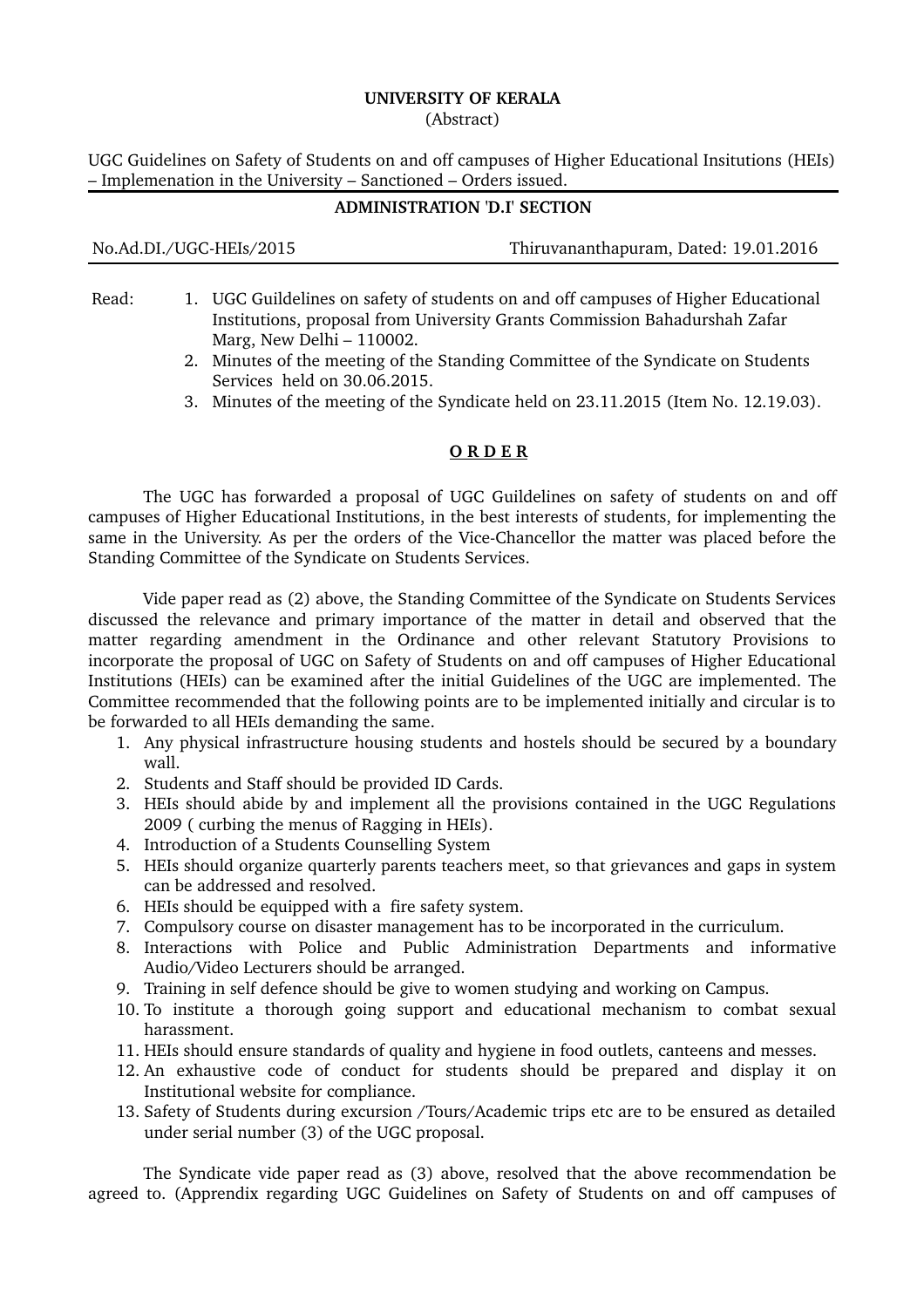**UNIVERSITY OF KERALA**

(Abstract)

UGC Guidelines on Safety of Students on and off campuses of Higher Educational Insitutions (HEIs) – Implemenation in the University – Sanctioned – Orders issued.

**ADMINISTRATION 'D.I' SECTION**

No.Ad.DI./UGC-HEIs/2015 Thiruvananthapuram, Dated: 19.01.2016

Read:

1. UGC Guildelines on safety of students on and off campuses of Higher Educational Institutions, proposal from University Grants Commission Bahadurshah Zafar Marg, New Delhi – 110002.
2. Minutes of the meeting of the Standing Committee of the Syndicate on Students Services held on 30.06.2015.
3. Minutes of the meeting of the Syndicate held on 23.11.2015 (Item No. 12.19.03).

**O R D E R**

The UGC has forwarded a proposal of UGC Guildelines on safety of students on and off campuses of Higher Educational Institutions, in the best interests of students, for implementing the same in the University. As per the orders of the Vice-Chancellor the matter was placed before the Standing Committee of the Syndicate on Students Services.

Vide paper read as (2) above, the Standing Committee of the Syndicate on Students Services discussed the relevance and primary importance of the matter in detail and observed that the matter regarding amendment in the Ordinance and other relevant Statutory Provisions to incorporate the proposal of UGC on Safety of Students on and off campuses of Higher Educational Institutions (HEIs) can be examined after the initial Guidelines of the UGC are implemented. The Committee recommended that the following points are to be implemented initially and circular is to be forwarded to all HEIs demanding the same.

1. Any physical infrastructure housing students and hostels should be secured by a boundary wall.
2. Students and Staff should be provided ID Cards.
3. HEIs should abide by and implement all the provisions contained in the UGC Regulations 2009 ( curbing the menus of Ragging in HEIs).
4. Introduction of a Students Counselling System
5. HEIs should organize quarterly parents teachers meet, so that grievances and gaps in system can be addressed and resolved.
6. HEIs should be equipped with a fire safety system.
7. Compulsory course on disaster management has to be incorporated in the curriculum.
8. Interactions with Police and Public Administration Departments and informative Audio/Video Lecturers should be arranged.
9. Training in self defence should be give to women studying and working on Campus.
10. To institute a thorough going support and educational mechanism to combat sexual harassment.
11. HEIs should ensure standards of quality and hygiene in food outlets, canteens and messes.
12. An exhaustive code of conduct for students should be prepared and display it on Institutional website for compliance.
13. Safety of Students during excursion /Tours/Academic trips etc are to be ensured as detailed under serial number (3) of the UGC proposal.

The Syndicate vide paper read as (3) above, resolved that the above recommendation be agreed to. (Apprendix regarding UGC Guidelines on Safety of Students on and off campuses of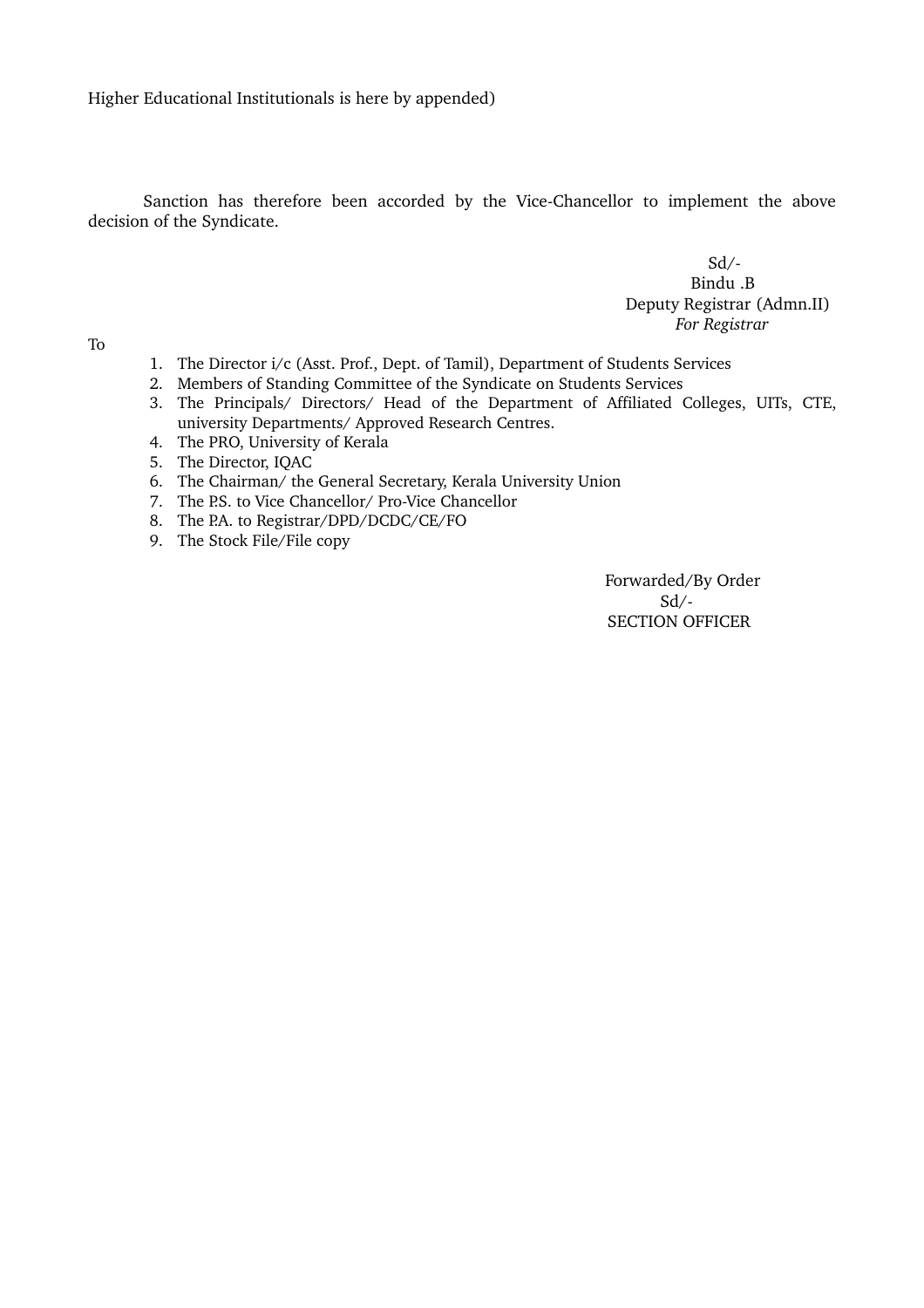Higher Educational Institutionals is here by appended)

Sanction has therefore been accorded by the Vice-Chancellor to implement the above decision of the Syndicate.

Sd/-
Bindu .B
Deputy Registrar (Admn.II)
*For Registrar*

To

1. The Director i/c (Asst. Prof., Dept. of Tamil), Department of Students Services
2. Members of Standing Committee of the Syndicate on Students Services
3. The Principals/ Directors/ Head of the Department of Affiliated Colleges, UITs, CTE, university Departments/ Approved Research Centres.
4. The PRO, University of Kerala
5. The Director, IQAC
6. The Chairman/ the General Secretary, Kerala University Union
7. The P.S. to Vice Chancellor/ Pro-Vice Chancellor
8. The P.A. to Registrar/DPD/DCDC/CE/FO
9. The Stock File/File copy

Forwarded/By Order
Sd/-
SECTION OFFICER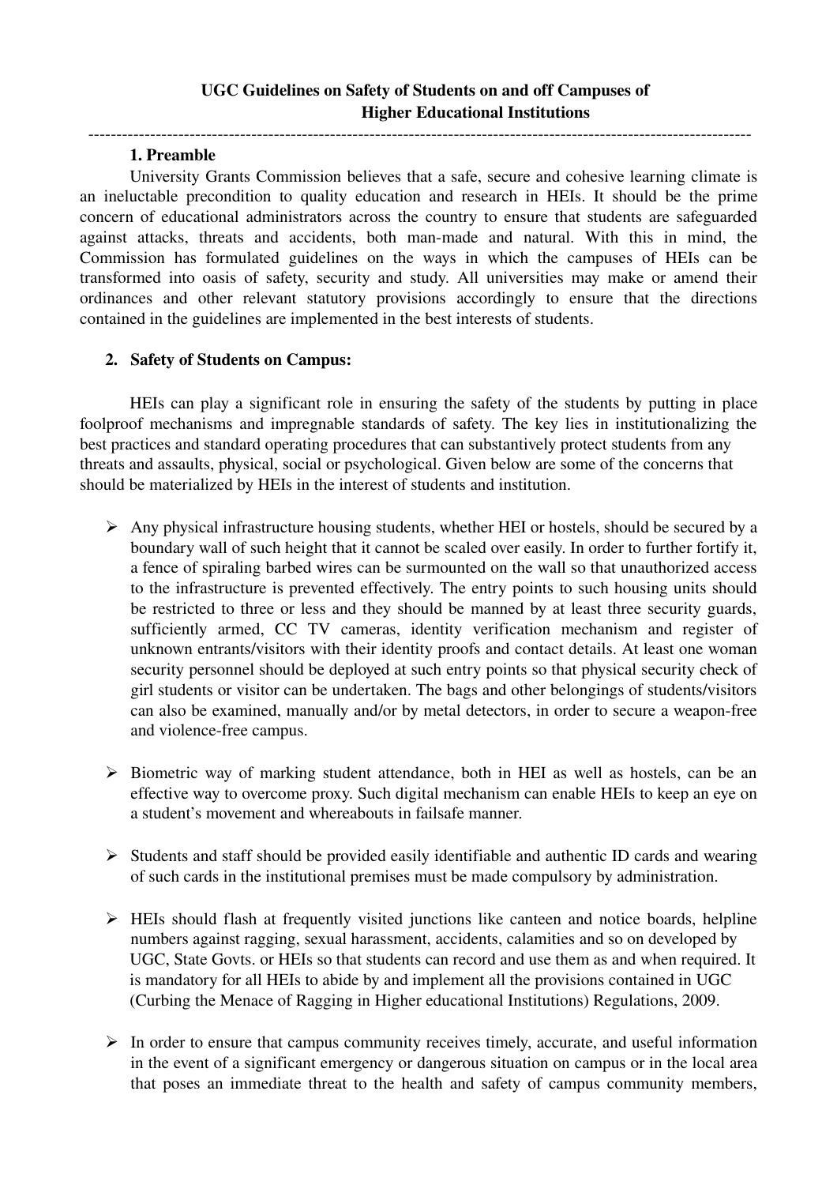**UGC Guidelines on Safety of Students on and off Campuses of Higher Educational Institutions**

---

## 1. Preamble

University Grants Commission believes that a safe, secure and cohesive learning climate is an ineluctable precondition to quality education and research in HEIs. It should be the prime concern of educational administrators across the country to ensure that students are safeguarded against attacks, threats and accidents, both man-made and natural. With this in mind, the Commission has formulated guidelines on the ways in which the campuses of HEIs can be transformed into oasis of safety, security and study. All universities may make or amend their ordinances and other relevant statutory provisions accordingly to ensure that the directions contained in the guidelines are implemented in the best interests of students.

## 2. Safety of Students on Campus:

HEIs can play a significant role in ensuring the safety of the students by putting in place foolproof mechanisms and impregnable standards of safety. The key lies in institutionalizing the best practices and standard operating procedures that can substantively protect students from any threats and assaults, physical, social or psychological. Given below are some of the concerns that should be materialized by HEIs in the interest of students and institution.

- Any physical infrastructure housing students, whether HEI or hostels, should be secured by a boundary wall of such height that it cannot be scaled over easily. In order to further fortify it, a fence of spiraling barbed wires can be surmounted on the wall so that unauthorized access to the infrastructure is prevented effectively. The entry points to such housing units should be restricted to three or less and they should be manned by at least three security guards, sufficiently armed, CC TV cameras, identity verification mechanism and register of unknown entrants/visitors with their identity proofs and contact details. At least one woman security personnel should be deployed at such entry points so that physical security check of girl students or visitor can be undertaken. The bags and other belongings of students/visitors can also be examined, manually and/or by metal detectors, in order to secure a weapon-free and violence-free campus.

- Biometric way of marking student attendance, both in HEI as well as hostels, can be an effective way to overcome proxy. Such digital mechanism can enable HEIs to keep an eye on a student's movement and whereabouts in failsafe manner.

- Students and staff should be provided easily identifiable and authentic ID cards and wearing of such cards in the institutional premises must be made compulsory by administration.

- HEIs should flash at frequently visited junctions like canteen and notice boards, helpline numbers against ragging, sexual harassment, accidents, calamities and so on developed by UGC, State Govts. or HEIs so that students can record and use them as and when required. It is mandatory for all HEIs to abide by and implement all the provisions contained in UGC (Curbing the Menace of Ragging in Higher educational Institutions) Regulations, 2009.

- In order to ensure that campus community receives timely, accurate, and useful information in the event of a significant emergency or dangerous situation on campus or in the local area that poses an immediate threat to the health and safety of campus community members,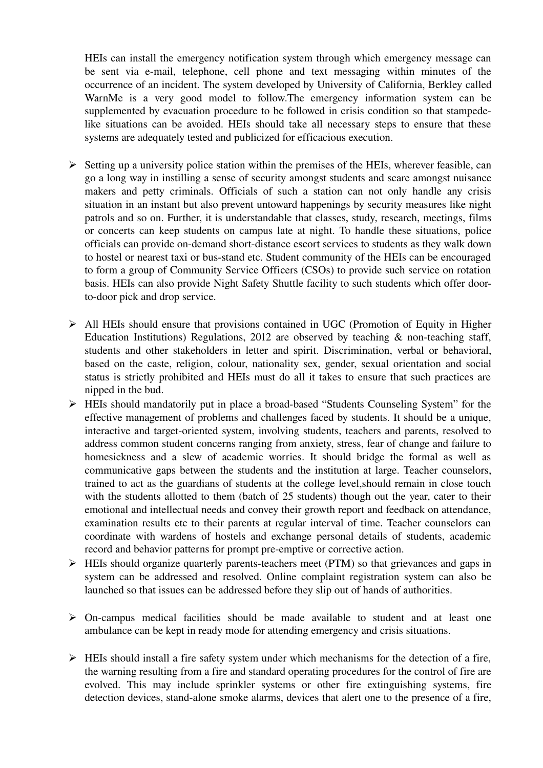HEIs can install the emergency notification system through which emergency message can be sent via e-mail, telephone, cell phone and text messaging within minutes of the occurrence of an incident. The system developed by University of California, Berkley called WarnMe is a very good model to follow.The emergency information system can be supplemented by evacuation procedure to be followed in crisis condition so that stampede-like situations can be avoided. HEIs should take all necessary steps to ensure that these systems are adequately tested and publicized for efficacious execution.

- Setting up a university police station within the premises of the HEIs, wherever feasible, can go a long way in instilling a sense of security amongst students and scare amongst nuisance makers and petty criminals. Officials of such a station can not only handle any crisis situation in an instant but also prevent untoward happenings by security measures like night patrols and so on. Further, it is understandable that classes, study, research, meetings, films or concerts can keep students on campus late at night. To handle these situations, police officials can provide on-demand short-distance escort services to students as they walk down to hostel or nearest taxi or bus-stand etc. Student community of the HEIs can be encouraged to form a group of Community Service Officers (CSOs) to provide such service on rotation basis. HEIs can also provide Night Safety Shuttle facility to such students which offer door-to-door pick and drop service.

- All HEIs should ensure that provisions contained in UGC (Promotion of Equity in Higher Education Institutions) Regulations, 2012 are observed by teaching & non-teaching staff, students and other stakeholders in letter and spirit. Discrimination, verbal or behavioral, based on the caste, religion, colour, nationality sex, gender, sexual orientation and social status is strictly prohibited and HEIs must do all it takes to ensure that such practices are nipped in the bud.
- HEIs should mandatorily put in place a broad-based "Students Counseling System" for the effective management of problems and challenges faced by students. It should be a unique, interactive and target-oriented system, involving students, teachers and parents, resolved to address common student concerns ranging from anxiety, stress, fear of change and failure to homesickness and a slew of academic worries. It should bridge the formal as well as communicative gaps between the students and the institution at large. Teacher counselors, trained to act as the guardians of students at the college level,should remain in close touch with the students allotted to them (batch of 25 students) though out the year, cater to their emotional and intellectual needs and convey their growth report and feedback on attendance, examination results etc to their parents at regular interval of time. Teacher counselors can coordinate with wardens of hostels and exchange personal details of students, academic record and behavior patterns for prompt pre-emptive or corrective action.
- HEIs should organize quarterly parents-teachers meet (PTM) so that grievances and gaps in system can be addressed and resolved. Online complaint registration system can also be launched so that issues can be addressed before they slip out of hands of authorities.

- On-campus medical facilities should be made available to student and at least one ambulance can be kept in ready mode for attending emergency and crisis situations.

- HEIs should install a fire safety system under which mechanisms for the detection of a fire, the warning resulting from a fire and standard operating procedures for the control of fire are evolved. This may include sprinkler systems or other fire extinguishing systems, fire detection devices, stand-alone smoke alarms, devices that alert one to the presence of a fire,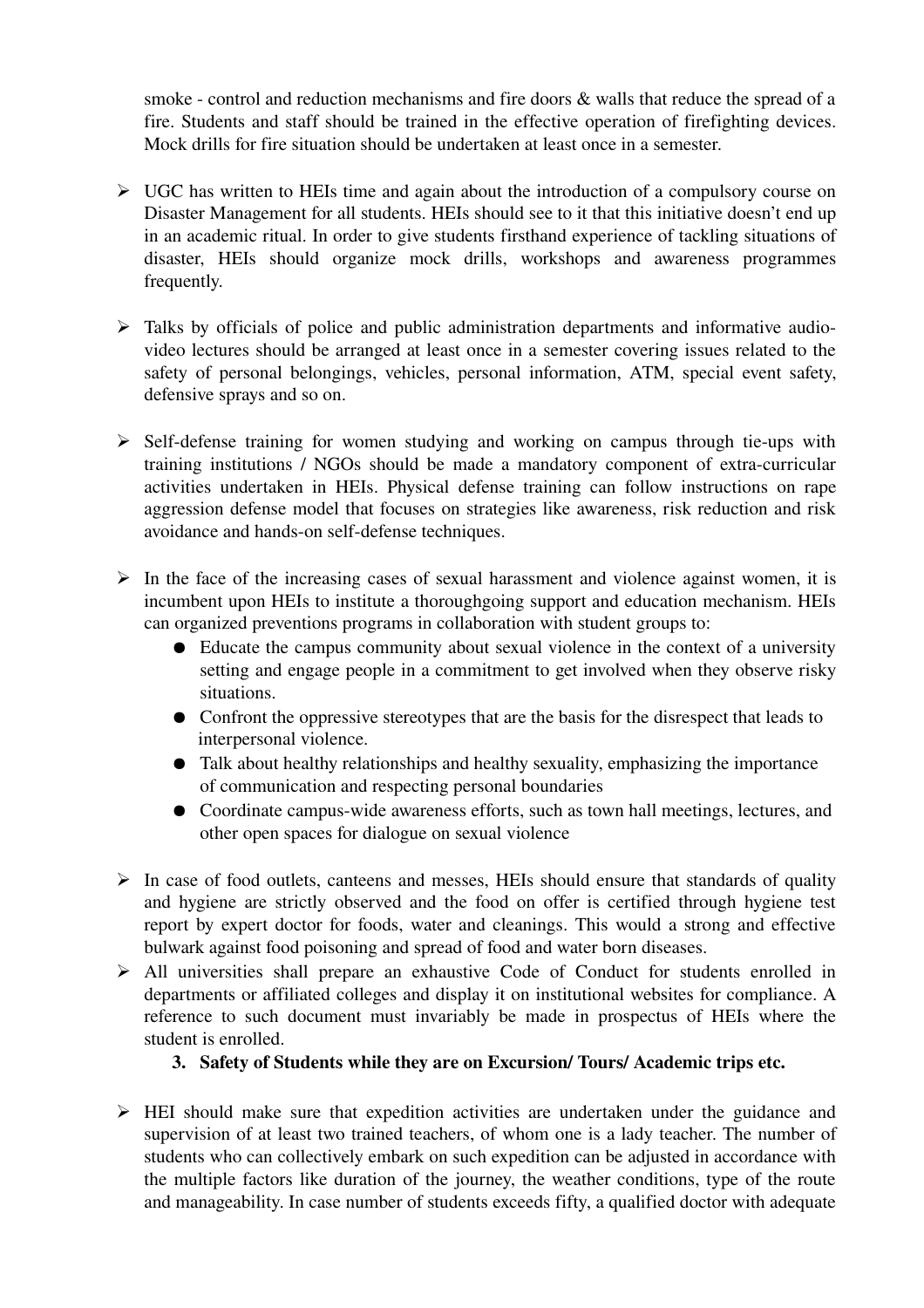smoke - control and reduction mechanisms and fire doors & walls that reduce the spread of a fire. Students and staff should be trained in the effective operation of firefighting devices. Mock drills for fire situation should be undertaken at least once in a semester.

- UGC has written to HEIs time and again about the introduction of a compulsory course on Disaster Management for all students. HEIs should see to it that this initiative doesn't end up in an academic ritual. In order to give students firsthand experience of tackling situations of disaster, HEIs should organize mock drills, workshops and awareness programmes frequently.

- Talks by officials of police and public administration departments and informative audio-video lectures should be arranged at least once in a semester covering issues related to the safety of personal belongings, vehicles, personal information, ATM, special event safety, defensive sprays and so on.

- Self-defense training for women studying and working on campus through tie-ups with training institutions / NGOs should be made a mandatory component of extra-curricular activities undertaken in HEIs. Physical defense training can follow instructions on rape aggression defense model that focuses on strategies like awareness, risk reduction and risk avoidance and hands-on self-defense techniques.

- In the face of the increasing cases of sexual harassment and violence against women, it is incumbent upon HEIs to institute a thoroughgoing support and education mechanism. HEIs can organized preventions programs in collaboration with student groups to:
  - Educate the campus community about sexual violence in the context of a university setting and engage people in a commitment to get involved when they observe risky situations.
  - Confront the oppressive stereotypes that are the basis for the disrespect that leads to interpersonal violence.
  - Talk about healthy relationships and healthy sexuality, emphasizing the importance of communication and respecting personal boundaries
  - Coordinate campus-wide awareness efforts, such as town hall meetings, lectures, and other open spaces for dialogue on sexual violence

- In case of food outlets, canteens and messes, HEIs should ensure that standards of quality and hygiene are strictly observed and the food on offer is certified through hygiene test report by expert doctor for foods, water and cleanings. This would a strong and effective bulwark against food poisoning and spread of food and water born diseases.
- All universities shall prepare an exhaustive Code of Conduct for students enrolled in departments or affiliated colleges and display it on institutional websites for compliance. A reference to such document must invariably be made in prospectus of HEIs where the student is enrolled.

### 3. Safety of Students while they are on Excursion/ Tours/ Academic trips etc.

- HEI should make sure that expedition activities are undertaken under the guidance and supervision of at least two trained teachers, of whom one is a lady teacher. The number of students who can collectively embark on such expedition can be adjusted in accordance with the multiple factors like duration of the journey, the weather conditions, type of the route and manageability. In case number of students exceeds fifty, a qualified doctor with adequate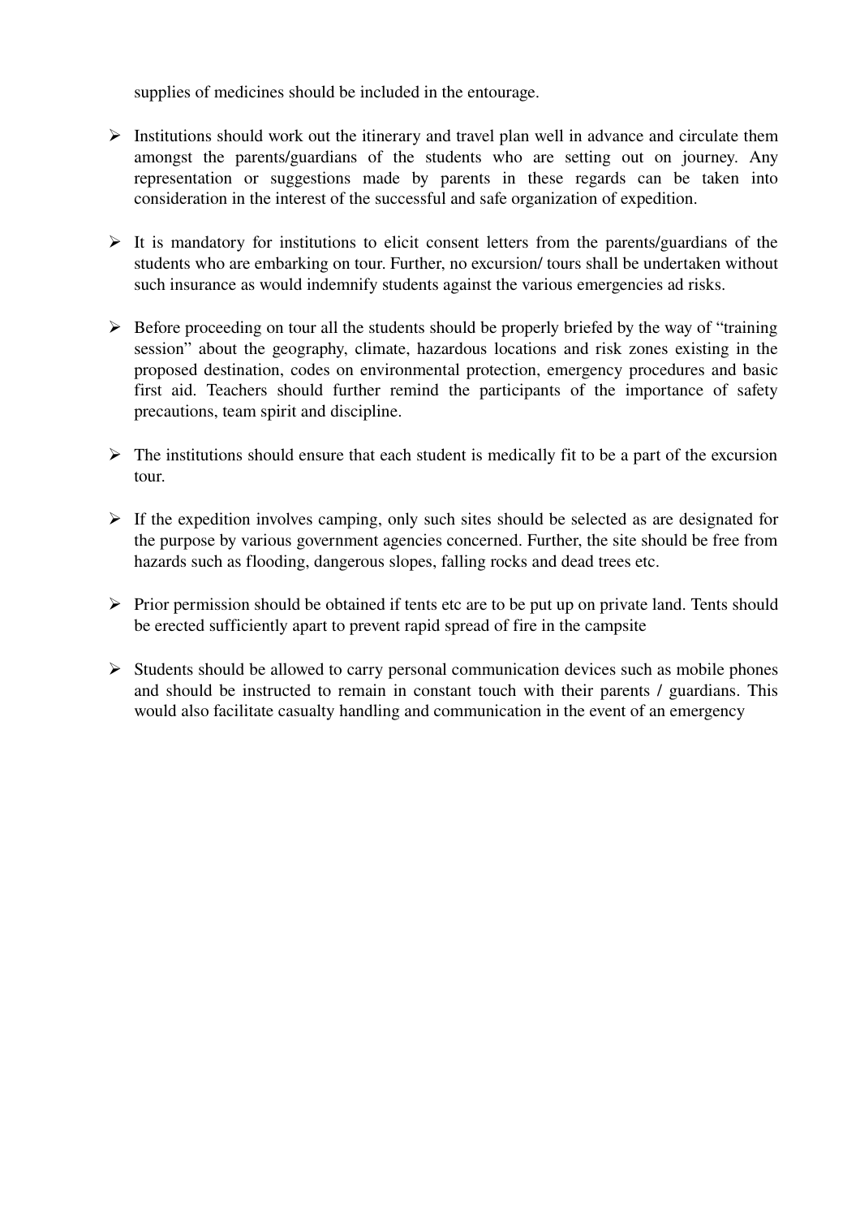supplies of medicines should be included in the entourage.

- Institutions should work out the itinerary and travel plan well in advance and circulate them amongst the parents/guardians of the students who are setting out on journey. Any representation or suggestions made by parents in these regards can be taken into consideration in the interest of the successful and safe organization of expedition.

- It is mandatory for institutions to elicit consent letters from the parents/guardians of the students who are embarking on tour. Further, no excursion/ tours shall be undertaken without such insurance as would indemnify students against the various emergencies ad risks.

- Before proceeding on tour all the students should be properly briefed by the way of "training session" about the geography, climate, hazardous locations and risk zones existing in the proposed destination, codes on environmental protection, emergency procedures and basic first aid. Teachers should further remind the participants of the importance of safety precautions, team spirit and discipline.

- The institutions should ensure that each student is medically fit to be a part of the excursion tour.

- If the expedition involves camping, only such sites should be selected as are designated for the purpose by various government agencies concerned. Further, the site should be free from hazards such as flooding, dangerous slopes, falling rocks and dead trees etc.

- Prior permission should be obtained if tents etc are to be put up on private land. Tents should be erected sufficiently apart to prevent rapid spread of fire in the campsite

- Students should be allowed to carry personal communication devices such as mobile phones and should be instructed to remain in constant touch with their parents / guardians. This would also facilitate casualty handling and communication in the event of an emergency